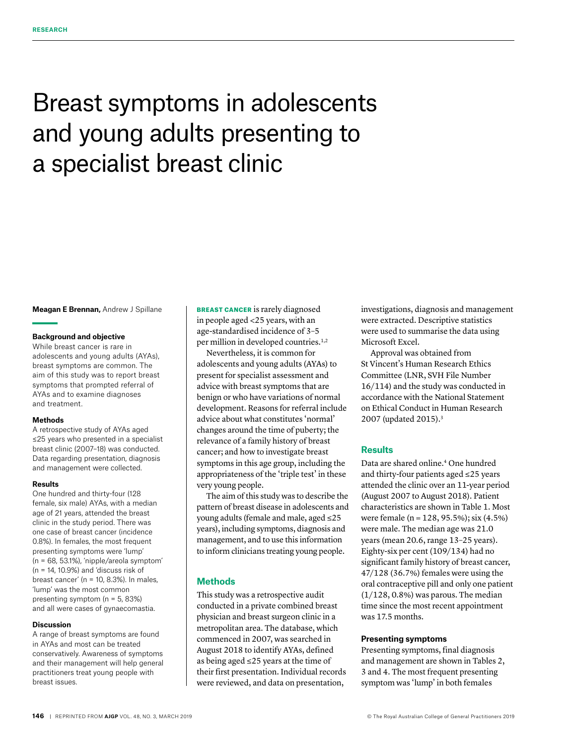RESEARCH

# Breast symptoms in adolescents and young adults presenting to a specialist breast clinic

**Meagan E Brennan,** Andrew J Spillane

### Background and objective

While breast cancer is rare in adolescents and young adults (AYAs), breast symptoms are common. The aim of this study was to report breast symptoms that prompted referral of AYAs and to examine diagnoses and treatment.

### Methods

A retrospective study of AYAs aged ≤25 years who presented in a specialist breast clinic (2007–18) was conducted. Data regarding presentation, diagnosis and management were collected.

### Results

One hundred and thirty-four (128 female, six male) AYAs, with a median age of 21 years, attended the breast clinic in the study period. There was one case of breast cancer (incidence 0.8%). In females, the most frequent presenting symptoms were 'lump' (n = 68, 53.1%), 'nipple/areola symptom' (n = 14, 10.9%) and 'discuss risk of breast cancer' (n = 10, 8.3%). In males, 'lump' was the most common presenting symptom (n = 5, 83%) and all were cases of gynaecomastia.

### Discussion

A range of breast symptoms are found in AYAs and most can be treated conservatively. Awareness of symptoms and their management will help general practitioners treat young people with breast issues.

**BREAST CANCER** is rarely diagnosed in people aged <25 years, with an age-standardised incidence of 3–5 per million in developed countries.[1,2]

Nevertheless, it is common for adolescents and young adults (AYAs) to present for specialist assessment and advice with breast symptoms that are benign or who have variations of normal development. Reasons for referral include advice about what constitutes 'normal' changes around the time of puberty; the relevance of a family history of breast cancer; and how to investigate breast symptoms in this age group, including the appropriateness of the 'triple test' in these very young people.

The aim of this study was to describe the pattern of breast disease in adolescents and young adults (female and male, aged ≤25 years), including symptoms, diagnosis and management, and to use this information to inform clinicians treating young people.

## Methods

This study was a retrospective audit conducted in a private combined breast physician and breast surgeon clinic in a metropolitan area. The database, which commenced in 2007, was searched in August 2018 to identify AYAs, defined as being aged ≤25 years at the time of their first presentation. Individual records were reviewed, and data on presentation, investigations, diagnosis and management were extracted. Descriptive statistics were used to summarise the data using Microsoft Excel.

Approval was obtained from St Vincent's Human Research Ethics Committee (LNR, SVH File Number 16/114) and the study was conducted in accordance with the National Statement on Ethical Conduct in Human Research 2007 (updated 2015).[3]

## Results

Data are shared online.[4] One hundred and thirty-four patients aged ≤25 years attended the clinic over an 11-year period (August 2007 to August 2018). Patient characteristics are shown in Table 1. Most were female (n = 128, 95.5%); six (4.5%) were male. The median age was 21.0 years (mean 20.6, range 13–25 years). Eighty-six per cent (109/134) had no significant family history of breast cancer, 47/128 (36.7%) females were using the oral contraceptive pill and only one patient (1/128, 0.8%) was parous. The median time since the most recent appointment was 17.5 months.

### Presenting symptoms

Presenting symptoms, final diagnosis and management are shown in Tables 2, 3 and 4. The most frequent presenting symptom was 'lump' in both females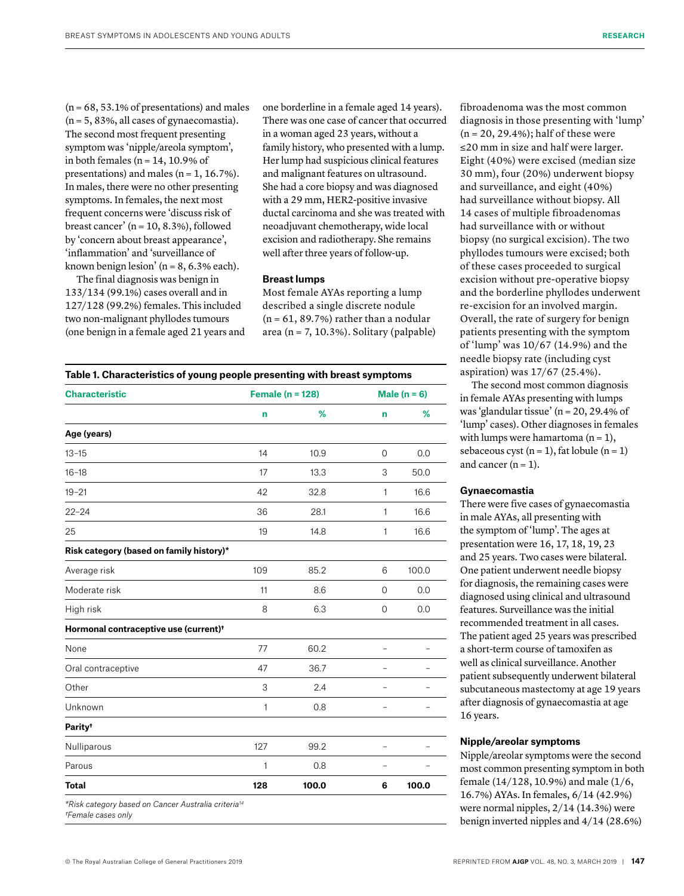(n = 68, 53.1% of presentations) and males (n = 5, 83%, all cases of gynaecomastia). The second most frequent presenting symptom was 'nipple/areola symptom', in both females (n = 14, 10.9% of presentations) and males (n = 1, 16.7%). In males, there were no other presenting symptoms. In females, the next most frequent concerns were 'discuss risk of breast cancer' (n = 10, 8.3%), followed by 'concern about breast appearance', 'inflammation' and 'surveillance of known benign lesion' (n = 8, 6.3% each).

The final diagnosis was benign in 133/134 (99.1%) cases overall and in 127/128 (99.2%) females. This included two non-malignant phyllodes tumours (one benign in a female aged 21 years and one borderline in a female aged 14 years). There was one case of cancer that occurred in a woman aged 23 years, without a family history, who presented with a lump. Her lump had suspicious clinical features and malignant features on ultrasound. She had a core biopsy and was diagnosed with a 29 mm, HER2-positive invasive ductal carcinoma and she was treated with neoadjuvant chemotherapy, wide local excision and radiotherapy. She remains well after three years of follow-up.

### Breast lumps

Most female AYAs reporting a lump described a single discrete nodule (n = 61, 89.7%) rather than a nodular area (n = 7, 10.3%). Solitary (palpable) fibroadenoma was the most common diagnosis in those presenting with 'lump' (n = 20, 29.4%); half of these were ≤20 mm in size and half were larger. Eight (40%) were excised (median size 30 mm), four (20%) underwent biopsy and surveillance, and eight (40%) had surveillance without biopsy. All 14 cases of multiple fibroadenomas had surveillance with or without biopsy (no surgical excision). The two phyllodes tumours were excised; both of these cases proceeded to surgical excision without pre-operative biopsy and the borderline phyllodes underwent re-excision for an involved margin. Overall, the rate of surgery for benign patients presenting with the symptom of 'lump' was 10/67 (14.9%) and the needle biopsy rate (including cyst aspiration) was 17/67 (25.4%).

The second most common diagnosis in female AYAs presenting with lumps was 'glandular tissue' (n = 20, 29.4% of 'lump' cases). Other diagnoses in females with lumps were hamartoma (n = 1), sebaceous cyst (n = 1), fat lobule (n = 1) and cancer (n = 1).

**Table 1. Characteristics of young people presenting with breast symptoms**

| Characteristic | Female (n = 128) | | Male (n = 6) | |
|---|---|---|---|---|
| | n | % | n | % |
| **Age (years)** | | | | |
| 13–15 | 14 | 10.9 | 0 | 0.0 |
| 16–18 | 17 | 13.3 | 3 | 50.0 |
| 19–21 | 42 | 32.8 | 1 | 16.6 |
| 22–24 | 36 | 28.1 | 1 | 16.6 |
| 25 | 19 | 14.8 | 1 | 16.6 |
| **Risk category (based on family history)*** | | | | |
| Average risk | 109 | 85.2 | 6 | 100.0 |
| Moderate risk | 11 | 8.6 | 0 | 0.0 |
| High risk | 8 | 6.3 | 0 | 0.0 |
| **Hormonal contraceptive use (current)†** | | | | |
| None | 77 | 60.2 | – | – |
| Oral contraceptive | 47 | 36.7 | – | – |
| Other | 3 | 2.4 | – | – |
| Unknown | 1 | 0.8 | – | – |
| **Parity†** | | | | |
| Nulliparous | 127 | 99.2 | – | – |
| Parous | 1 | 0.8 | – | – |
| **Total** | **128** | **100.0** | **6** | **100.0** |

*Risk category based on Cancer Australia criteria[14]*
*†Female cases only*

### Gynaecomastia

There were five cases of gynaecomastia in male AYAs, all presenting with the symptom of 'lump'. The ages at presentation were 16, 17, 18, 19, 23 and 25 years. Two cases were bilateral. One patient underwent needle biopsy for diagnosis, the remaining cases were diagnosed using clinical and ultrasound features. Surveillance was the initial recommended treatment in all cases. The patient aged 25 years was prescribed a short-term course of tamoxifen as well as clinical surveillance. Another patient subsequently underwent bilateral subcutaneous mastectomy at age 19 years after diagnosis of gynaecomastia at age 16 years.

### Nipple/areolar symptoms

Nipple/areolar symptoms were the second most common presenting symptom in both female (14/128, 10.9%) and male (1/6, 16.7%) AYAs. In females, 6/14 (42.9%) were normal nipples, 2/14 (14.3%) were benign inverted nipples and 4/14 (28.6%)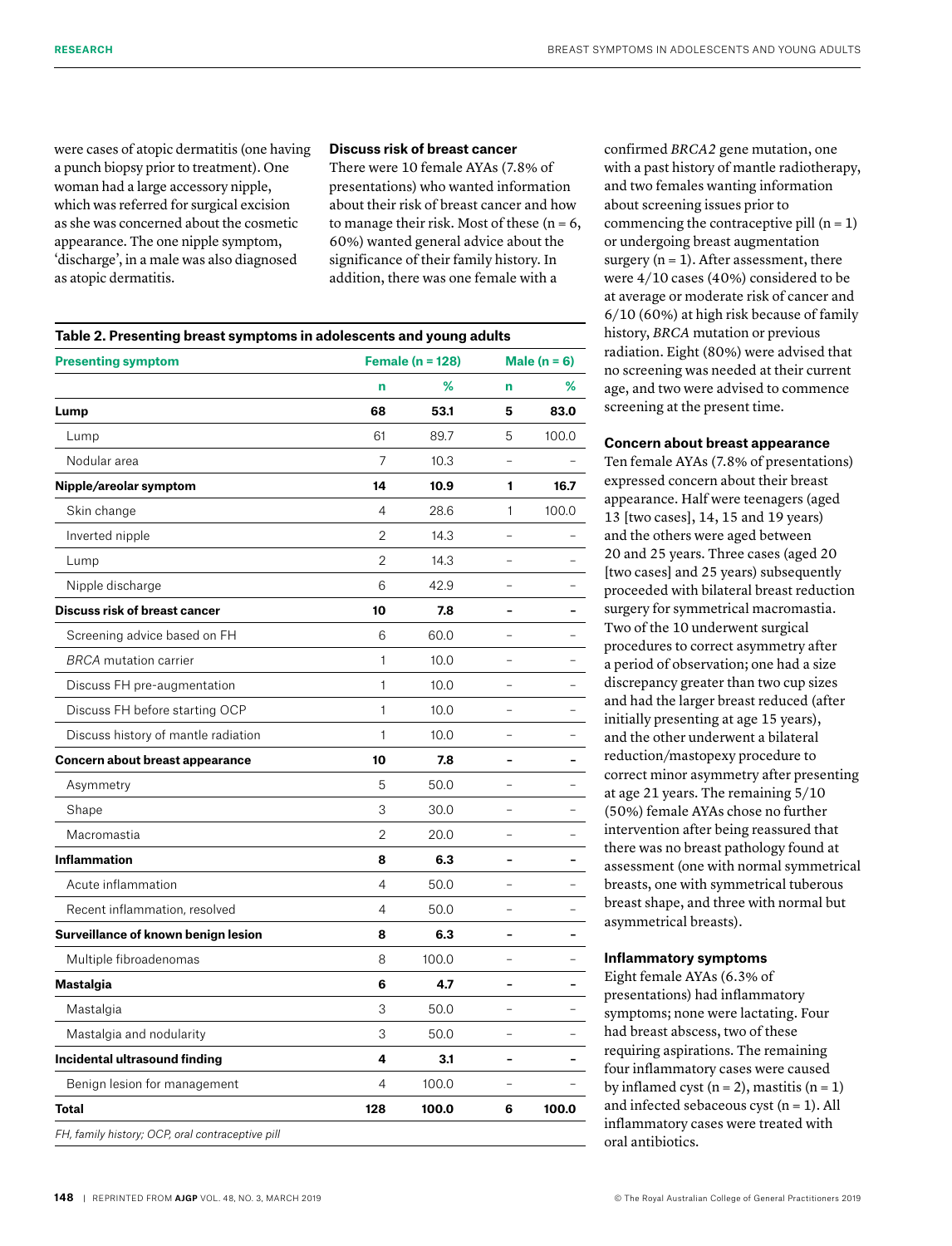were cases of atopic dermatitis (one having a punch biopsy prior to treatment). One woman had a large accessory nipple, which was referred for surgical excision as she was concerned about the cosmetic appearance. The one nipple symptom, 'discharge', in a male was also diagnosed as atopic dermatitis.

### Discuss risk of breast cancer

There were 10 female AYAs (7.8% of presentations) who wanted information about their risk of breast cancer and how to manage their risk. Most of these (n = 6, 60%) wanted general advice about the significance of their family history. In addition, there was one female with a confirmed *BRCA2* gene mutation, one with a past history of mantle radiotherapy, and two females wanting information about screening issues prior to commencing the contraceptive pill (n = 1) or undergoing breast augmentation surgery (n = 1). After assessment, there were 4/10 cases (40%) considered to be at average or moderate risk of cancer and 6/10 (60%) at high risk because of family history, *BRCA* mutation or previous radiation. Eight (80%) were advised that no screening was needed at their current age, and two were advised to commence screening at the present time.

**Table 2. Presenting breast symptoms in adolescents and young adults**

| Presenting symptom | Female (n = 128) | | Male (n = 6) | |
|---|---|---|---|---|
| | n | % | n | % |
| **Lump** | **68** | **53.1** | **5** | **83.0** |
| Lump | 61 | 89.7 | 5 | 100.0 |
| Nodular area | 7 | 10.3 | – | – |
| **Nipple/areolar symptom** | **14** | **10.9** | **1** | **16.7** |
| Skin change | 4 | 28.6 | 1 | 100.0 |
| Inverted nipple | 2 | 14.3 | – | – |
| Lump | 2 | 14.3 | – | – |
| Nipple discharge | 6 | 42.9 | – | – |
| **Discuss risk of breast cancer** | **10** | **7.8** | **–** | **–** |
| Screening advice based on FH | 6 | 60.0 | – | – |
| *BRCA* mutation carrier | 1 | 10.0 | – | – |
| Discuss FH pre-augmentation | 1 | 10.0 | – | – |
| Discuss FH before starting OCP | 1 | 10.0 | – | – |
| Discuss history of mantle radiation | 1 | 10.0 | – | – |
| **Concern about breast appearance** | **10** | **7.8** | **–** | **–** |
| Asymmetry | 5 | 50.0 | – | – |
| Shape | 3 | 30.0 | – | – |
| Macromastia | 2 | 20.0 | – | – |
| **Inflammation** | **8** | **6.3** | **–** | **–** |
| Acute inflammation | 4 | 50.0 | – | – |
| Recent inflammation, resolved | 4 | 50.0 | – | – |
| **Surveillance of known benign lesion** | **8** | **6.3** | **–** | **–** |
| Multiple fibroadenomas | 8 | 100.0 | – | – |
| **Mastalgia** | **6** | **4.7** | **–** | **–** |
| Mastalgia | 3 | 50.0 | – | – |
| Mastalgia and nodularity | 3 | 50.0 | – | – |
| **Incidental ultrasound finding** | **4** | **3.1** | **–** | **–** |
| Benign lesion for management | 4 | 100.0 | – | – |
| **Total** | **128** | **100.0** | **6** | **100.0** |

*FH, family history; OCP, oral contraceptive pill*

### Concern about breast appearance

Ten female AYAs (7.8% of presentations) expressed concern about their breast appearance. Half were teenagers (aged 13 [two cases], 14, 15 and 19 years) and the others were aged between 20 and 25 years. Three cases (aged 20 [two cases] and 25 years) subsequently proceeded with bilateral breast reduction surgery for symmetrical macromastia. Two of the 10 underwent surgical procedures to correct asymmetry after a period of observation; one had a size discrepancy greater than two cup sizes and had the larger breast reduced (after initially presenting at age 15 years), and the other underwent a bilateral reduction/mastopexy procedure to correct minor asymmetry after presenting at age 21 years. The remaining 5/10 (50%) female AYAs chose no further intervention after being reassured that there was no breast pathology found at assessment (one with normal symmetrical breasts, one with symmetrical tuberous breast shape, and three with normal but asymmetrical breasts).

### Inflammatory symptoms

Eight female AYAs (6.3% of presentations) had inflammatory symptoms; none were lactating. Four had breast abscess, two of these requiring aspirations. The remaining four inflammatory cases were caused by inflamed cyst (n = 2), mastitis (n = 1) and infected sebaceous cyst (n = 1). All inflammatory cases were treated with oral antibiotics.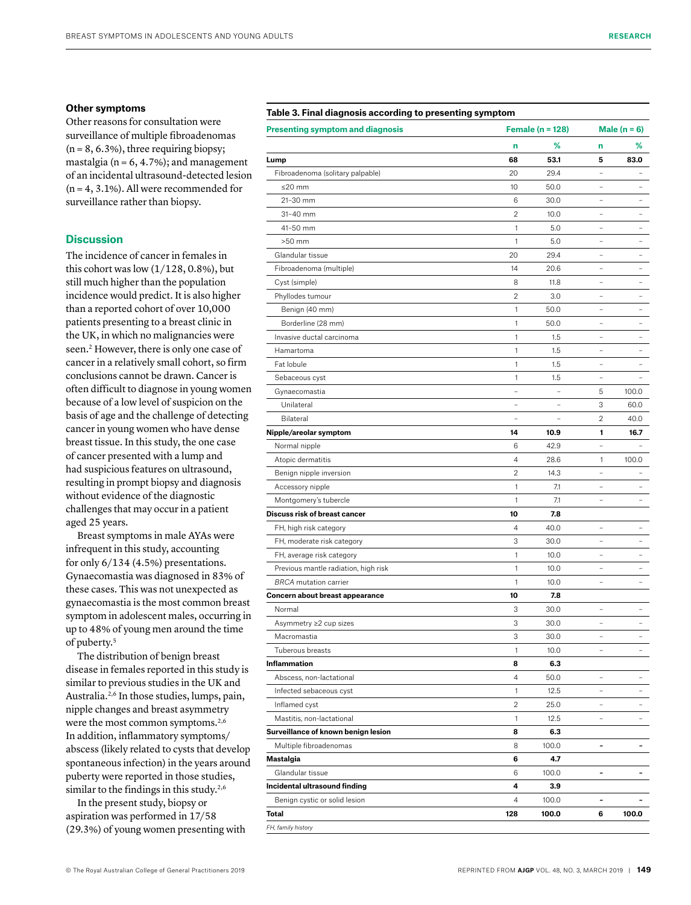### Other symptoms

Other reasons for consultation were surveillance of multiple fibroadenomas (n = 8, 6.3%), three requiring biopsy; mastalgia (n = 6, 4.7%); and management of an incidental ultrasound-detected lesion (n = 4, 3.1%). All were recommended for surveillance rather than biopsy.

## Discussion

The incidence of cancer in females in this cohort was low (1/128, 0.8%), but still much higher than the population incidence would predict. It is also higher than a reported cohort of over 10,000 patients presenting to a breast clinic in the UK, in which no malignancies were seen.[2] However, there is only one case of cancer in a relatively small cohort, so firm conclusions cannot be drawn. Cancer is often difficult to diagnose in young women because of a low level of suspicion on the basis of age and the challenge of detecting cancer in young women who have dense breast tissue. In this study, the one case of cancer presented with a lump and had suspicious features on ultrasound, resulting in prompt biopsy and diagnosis without evidence of the diagnostic challenges that may occur in a patient aged 25 years.

Breast symptoms in male AYAs were infrequent in this study, accounting for only 6/134 (4.5%) presentations. Gynaecomastia was diagnosed in 83% of these cases. This was not unexpected as gynaecomastia is the most common breast symptom in adolescent males, occurring in up to 48% of young men around the time of puberty.[5]

The distribution of benign breast disease in females reported in this study is similar to previous studies in the UK and Australia.[2,6] In those studies, lumps, pain, nipple changes and breast asymmetry were the most common symptoms.[2,6] In addition, inflammatory symptoms/abscess (likely related to cysts that develop spontaneous infection) in the years around puberty were reported in those studies, similar to the findings in this study.[2,6]

In the present study, biopsy or aspiration was performed in 17/58 (29.3%) of young women presenting with

**Table 3. Final diagnosis according to presenting symptom**

| Presenting symptom and diagnosis | Female (n = 128) | | Male (n = 6) | |
|---|---|---|---|---|
| | n | % | n | % |
| **Lump** | **68** | **53.1** | **5** | **83.0** |
| Fibroadenoma (solitary palpable) | 20 | 29.4 | – | – |
| ≤20 mm | 10 | 50.0 | – | – |
| 21–30 mm | 6 | 30.0 | – | – |
| 31–40 mm | 2 | 10.0 | – | – |
| 41–50 mm | 1 | 5.0 | – | – |
| >50 mm | 1 | 5.0 | – | – |
| Glandular tissue | 20 | 29.4 | – | – |
| Fibroadenoma (multiple) | 14 | 20.6 | – | – |
| Cyst (simple) | 8 | 11.8 | – | – |
| Phyllodes tumour | 2 | 3.0 | – | – |
| Benign (40 mm) | 1 | 50.0 | – | – |
| Borderline (28 mm) | 1 | 50.0 | – | – |
| Invasive ductal carcinoma | 1 | 1.5 | – | – |
| Hamartoma | 1 | 1.5 | – | – |
| Fat lobule | 1 | 1.5 | – | – |
| Sebaceous cyst | 1 | 1.5 | – | – |
| Gynaecomastia | – | – | 5 | 100.0 |
| Unilateral | – | – | 3 | 60.0 |
| Bilateral | – | – | 2 | 40.0 |
| **Nipple/areolar symptom** | **14** | **10.9** | **1** | **16.7** |
| Normal nipple | 6 | 42.9 | – | – |
| Atopic dermatitis | 4 | 28.6 | 1 | 100.0 |
| Benign nipple inversion | 2 | 14.3 | – | – |
| Accessory nipple | 1 | 7.1 | – | – |
| Montgomery's tubercle | 1 | 7.1 | – | – |
| **Discuss risk of breast cancer** | **10** | **7.8** | | |
| FH, high risk category | 4 | 40.0 | – | – |
| FH, moderate risk category | 3 | 30.0 | – | – |
| FH, average risk category | 1 | 10.0 | – | – |
| Previous mantle radiation, high risk | 1 | 10.0 | – | – |
| *BRCA* mutation carrier | 1 | 10.0 | – | – |
| **Concern about breast appearance** | **10** | **7.8** | | |
| Normal | 3 | 30.0 | – | – |
| Asymmetry ≥2 cup sizes | 3 | 30.0 | – | – |
| Macromastia | 3 | 30.0 | – | – |
| Tuberous breasts | 1 | 10.0 | – | – |
| **Inflammation** | **8** | **6.3** | | |
| Abscess, non-lactational | 4 | 50.0 | – | – |
| Infected sebaceous cyst | 1 | 12.5 | – | – |
| Inflamed cyst | 2 | 25.0 | – | – |
| Mastitis, non-lactational | 1 | 12.5 | – | – |
| **Surveillance of known benign lesion** | **8** | **6.3** | | |
| Multiple fibroadenomas | 8 | 100.0 | – | – |
| **Mastalgia** | **6** | **4.7** | | |
| Glandular tissue | 6 | 100.0 | – | – |
| **Incidental ultrasound finding** | **4** | **3.9** | | |
| Benign cystic or solid lesion | 4 | 100.0 | – | – |
| **Total** | **128** | **100.0** | **6** | **100.0** |

*FH, family history*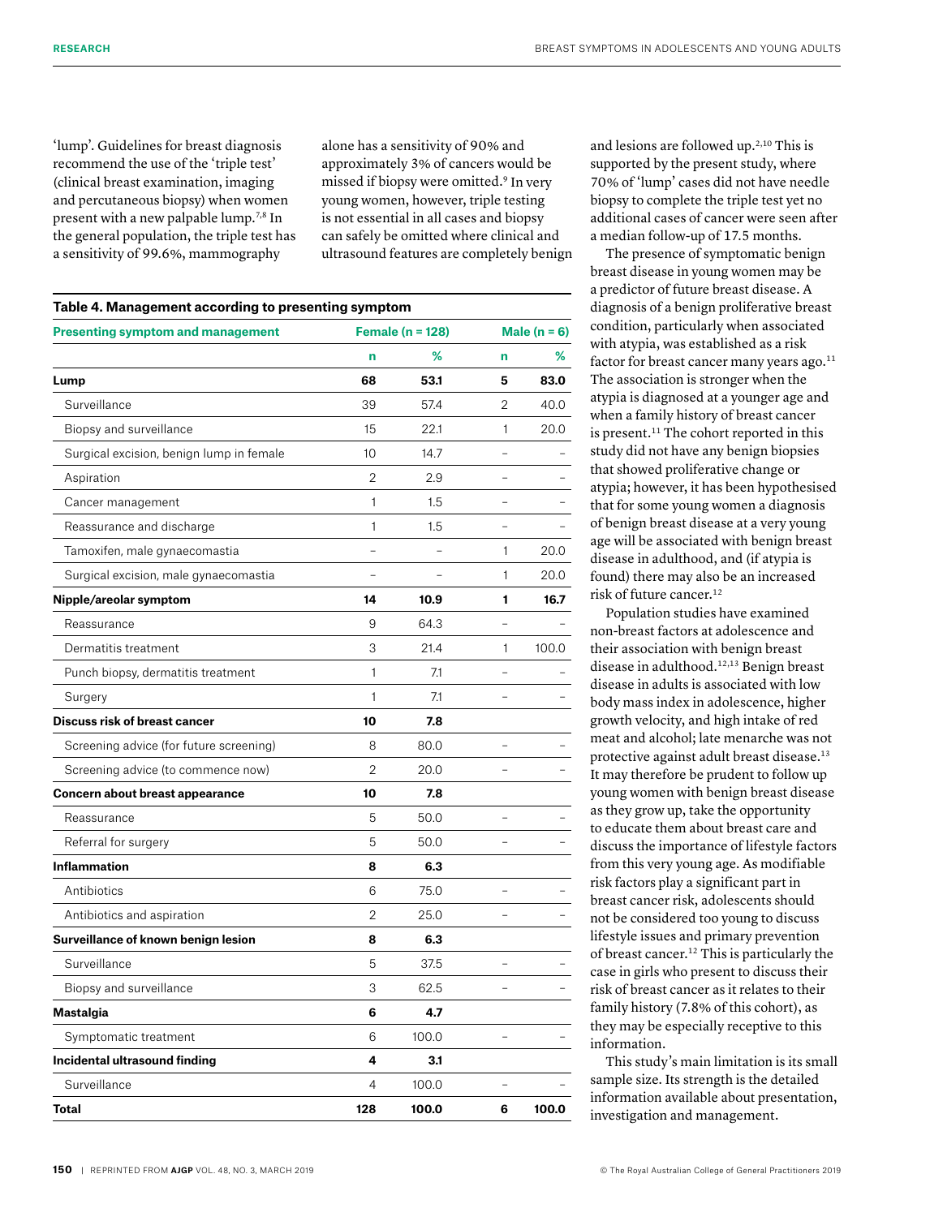'lump'. Guidelines for breast diagnosis recommend the use of the 'triple test' (clinical breast examination, imaging and percutaneous biopsy) when women present with a new palpable lump.[7,8] In the general population, the triple test has a sensitivity of 99.6%, mammography alone has a sensitivity of 90% and approximately 3% of cancers would be missed if biopsy were omitted.[9] In very young women, however, triple testing is not essential in all cases and biopsy can safely be omitted where clinical and ultrasound features are completely benign and lesions are followed up.[2,10] This is supported by the present study, where 70% of 'lump' cases did not have needle biopsy to complete the triple test yet no additional cases of cancer were seen after a median follow-up of 17.5 months.

**Table 4. Management according to presenting symptom**

| Presenting symptom and management | Female (n = 128) | | Male (n = 6) | |
|---|---|---|---|---|
| | n | % | n | % |
| **Lump** | **68** | **53.1** | **5** | **83.0** |
| Surveillance | 39 | 57.4 | 2 | 40.0 |
| Biopsy and surveillance | 15 | 22.1 | 1 | 20.0 |
| Surgical excision, benign lump in female | 10 | 14.7 | – | – |
| Aspiration | 2 | 2.9 | – | – |
| Cancer management | 1 | 1.5 | – | – |
| Reassurance and discharge | 1 | 1.5 | – | – |
| Tamoxifen, male gynaecomastia | – | – | 1 | 20.0 |
| Surgical excision, male gynaecomastia | – | – | 1 | 20.0 |
| **Nipple/areolar symptom** | **14** | **10.9** | **1** | **16.7** |
| Reassurance | 9 | 64.3 | – | – |
| Dermatitis treatment | 3 | 21.4 | 1 | 100.0 |
| Punch biopsy, dermatitis treatment | 1 | 7.1 | – | – |
| Surgery | 1 | 7.1 | – | – |
| **Discuss risk of breast cancer** | **10** | **7.8** | | |
| Screening advice (for future screening) | 8 | 80.0 | – | – |
| Screening advice (to commence now) | 2 | 20.0 | – | – |
| **Concern about breast appearance** | **10** | **7.8** | | |
| Reassurance | 5 | 50.0 | – | – |
| Referral for surgery | 5 | 50.0 | – | – |
| **Inflammation** | **8** | **6.3** | | |
| Antibiotics | 6 | 75.0 | – | – |
| Antibiotics and aspiration | 2 | 25.0 | – | – |
| **Surveillance of known benign lesion** | **8** | **6.3** | | |
| Surveillance | 5 | 37.5 | – | – |
| Biopsy and surveillance | 3 | 62.5 | – | – |
| **Mastalgia** | **6** | **4.7** | | |
| Symptomatic treatment | 6 | 100.0 | – | – |
| **Incidental ultrasound finding** | **4** | **3.1** | | |
| Surveillance | 4 | 100.0 | – | – |
| **Total** | **128** | **100.0** | **6** | **100.0** |

The presence of symptomatic benign breast disease in young women may be a predictor of future breast disease. A diagnosis of a benign proliferative breast condition, particularly when associated with atypia, was established as a risk factor for breast cancer many years ago.[11] The association is stronger when the atypia is diagnosed at a younger age and when a family history of breast cancer is present.[11] The cohort reported in this study did not have any benign biopsies that showed proliferative change or atypia; however, it has been hypothesised that for some young women a diagnosis of benign breast disease at a very young age will be associated with benign breast disease in adulthood, and (if atypia is found) there may also be an increased risk of future cancer.[12]

Population studies have examined non-breast factors at adolescence and their association with benign breast disease in adulthood.[12,13] Benign breast disease in adults is associated with low body mass index in adolescence, higher growth velocity, and high intake of red meat and alcohol; late menarche was not protective against adult breast disease.[13] It may therefore be prudent to follow up young women with benign breast disease as they grow up, take the opportunity to educate them about breast care and discuss the importance of lifestyle factors from this very young age. As modifiable risk factors play a significant part in breast cancer risk, adolescents should not be considered too young to discuss lifestyle issues and primary prevention of breast cancer.[12] This is particularly the case in girls who present to discuss their risk of breast cancer as it relates to their family history (7.8% of this cohort), as they may be especially receptive to this information.

This study's main limitation is its small sample size. Its strength is the detailed information available about presentation, investigation and management.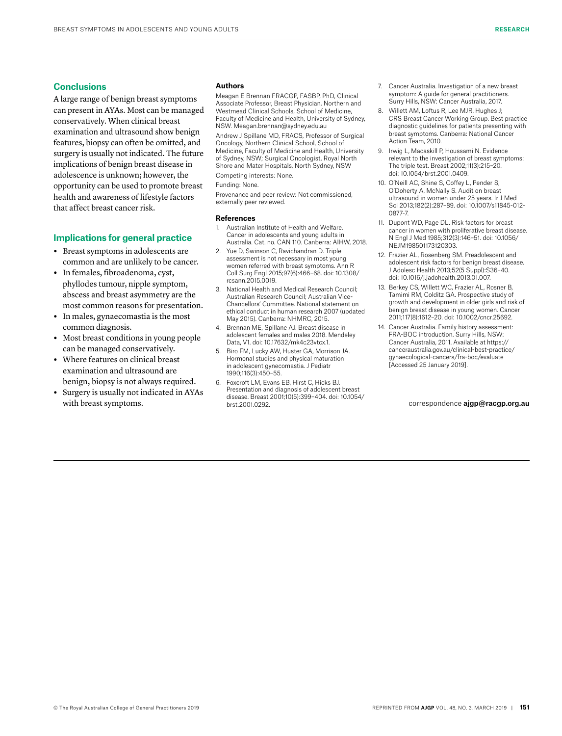## Conclusions

A large range of benign breast symptoms can present in AYAs. Most can be managed conservatively. When clinical breast examination and ultrasound show benign features, biopsy can often be omitted, and surgery is usually not indicated. The future implications of benign breast disease in adolescence is unknown; however, the opportunity can be used to promote breast health and awareness of lifestyle factors that affect breast cancer risk.

## Implications for general practice

- Breast symptoms in adolescents are common and are unlikely to be cancer.
- In females, fibroadenoma, cyst, phyllodes tumour, nipple symptom, abscess and breast asymmetry are the most common reasons for presentation.
- In males, gynaecomastia is the most common diagnosis.
- Most breast conditions in young people can be managed conservatively.
- Where features on clinical breast examination and ultrasound are benign, biopsy is not always required.
- Surgery is usually not indicated in AYAs with breast symptoms.

#### Authors

Meagan E Brennan FRACGP, FASBP, PhD, Clinical Associate Professor, Breast Physician, Northern and Westmead Clinical Schools, School of Medicine, Faculty of Medicine and Health, University of Sydney, NSW. Meagan.brennan@sydney.edu.au

Andrew J Spillane MD, FRACS, Professor of Surgical Oncology, Northern Clinical School, School of Medicine, Faculty of Medicine and Health, University of Sydney, NSW; Surgical Oncologist, Royal North Shore and Mater Hospitals, North Sydney, NSW

Competing interests: None.

Funding: None.

Provenance and peer review: Not commissioned, externally peer reviewed.

#### References

1. Australian Institute of Health and Welfare. Cancer in adolescents and young adults in Australia. Cat. no. CAN 110. Canberra: AIHW, 2018.
2. Yue D, Swinson C, Ravichandran D. Triple assessment is not necessary in most young women referred with breast symptoms. Ann R Coll Surg Engl 2015;97(6):466–68. doi: 10.1308/rcsann.2015.0019.
3. National Health and Medical Research Council; Australian Research Council; Australian Vice-Chancellors' Committee. National statement on ethical conduct in human research 2007 (updated May 2015). Canberra: NHMRC, 2015.
4. Brennan ME, Spillane AJ. Breast disease in adolescent females and males 2018. Mendeley Data, V1. doi: 10.17632/mk4c23vtcx.1.
5. Biro FM, Lucky AW, Huster GA, Morrison JA. Hormonal studies and physical maturation in adolescent gynecomastia. J Pediatr 1990;116(3):450–55.
6. Foxcroft LM, Evans EB, Hirst C, Hicks BJ. Presentation and diagnosis of adolescent breast disease. Breast 2001;10(5):399–404. doi: 10.1054/brst.2001.0292.
7. Cancer Australia. Investigation of a new breast symptom: A guide for general practitioners. Surry Hills, NSW: Cancer Australia, 2017.
8. Willett AM, Loftus R, Lee MJR, Hughes J; CRS Breast Cancer Working Group. Best practice diagnostic guidelines for patients presenting with breast symptoms. Canberra: National Cancer Action Team, 2010.
9. Irwig L, Macaskill P, Houssami N. Evidence relevant to the investigation of breast symptoms: The triple test. Breast 2002;11(3):215–20. doi: 10.1054/brst.2001.0409.
10. O'Neill AC, Shine S, Coffey L, Pender S, O'Doherty A, McNally S. Audit on breast ultrasound in women under 25 years. Ir J Med Sci 2013;182(2):287–89. doi: 10.1007/s11845-012-0877-7.
11. Dupont WD, Page DL. Risk factors for breast cancer in women with proliferative breast disease. N Engl J Med 1985;312(3):146–51. doi: 10.1056/NEJM198501173120303.
12. Frazier AL, Rosenberg SM. Preadolescent and adolescent risk factors for benign breast disease. J Adolesc Health 2013;52(5 Suppl):S36–40. doi: 10.1016/j.jadohealth.2013.01.007.
13. Berkey CS, Willett WC, Frazier AL, Rosner B, Tamimi RM, Colditz GA. Prospective study of growth and development in older girls and risk of benign breast disease in young women. Cancer 2011;117(8):1612–20. doi: 10.1002/cncr.25692.
14. Cancer Australia. Family history assessment: FRA-BOC introduction. Surry Hills, NSW: Cancer Australia, 2011. Available at https://canceraustralia.gov.au/clinical-best-practice/gynaecological-cancers/fra-boc/evaluate [Accessed 25 January 2019].

correspondence **ajgp@racgp.org.au**